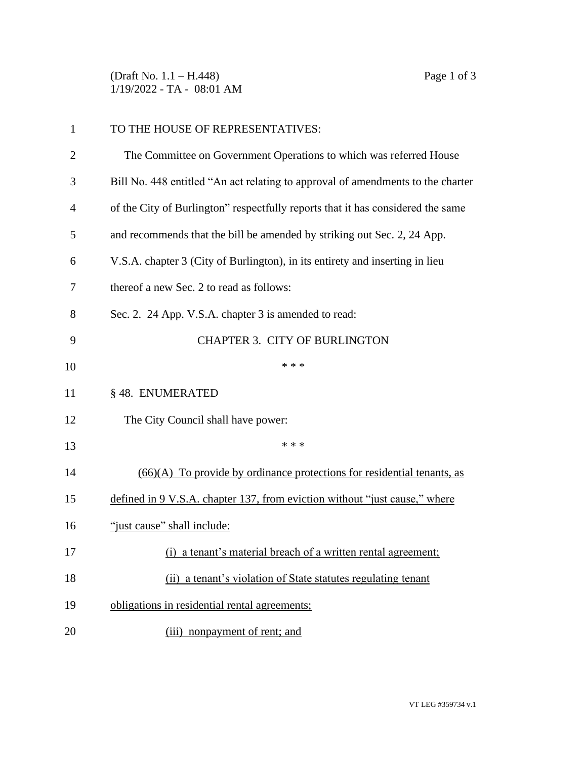(Draft No. 1.1 – H.448)
1/19/2022 - TA - 08:01 AM

TO THE HOUSE OF REPRESENTATIVES:

The Committee on Government Operations to which was referred House Bill No. 448 entitled "An act relating to approval of amendments to the charter of the City of Burlington" respectfully reports that it has considered the same and recommends that the bill be amended by striking out Sec. 2, 24 App. V.S.A. chapter 3 (City of Burlington), in its entirety and inserting in lieu thereof a new Sec. 2 to read as follows:

Sec. 2. 24 App. V.S.A. chapter 3 is amended to read:

CHAPTER 3. CITY OF BURLINGTON

\* \* \*

§ 48. ENUMERATED

The City Council shall have power:

\* \* \*

<u>(66)(A) To provide by ordinance protections for residential tenants, as defined in 9 V.S.A. chapter 137, from eviction without "just cause," where "just cause" shall include:</u>

<u>(i) a tenant's material breach of a written rental agreement;</u>

<u>(ii) a tenant's violation of State statutes regulating tenant obligations in residential rental agreements;</u>

<u>(iii) nonpayment of rent; and</u>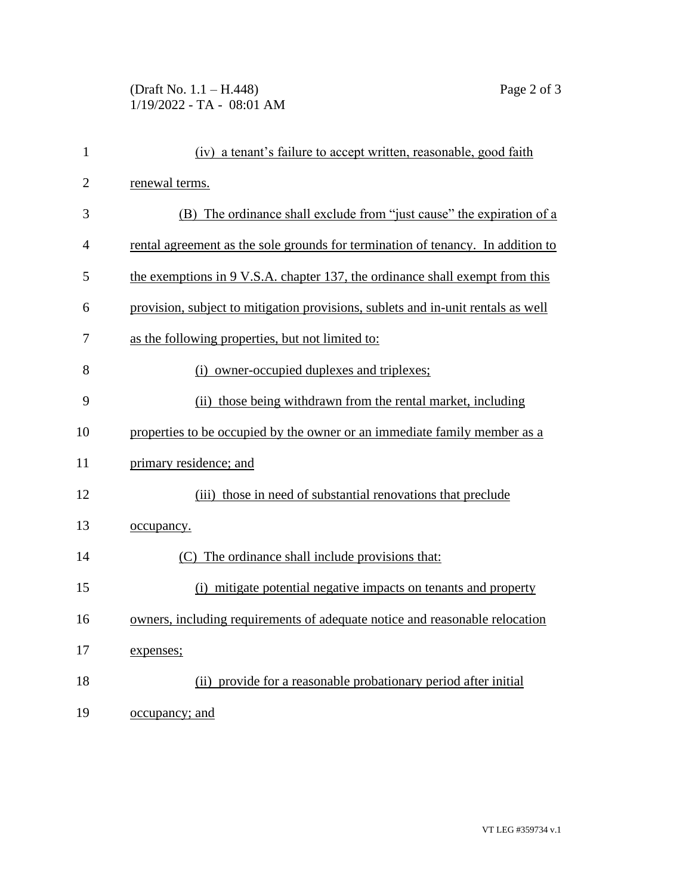(iv) a tenant's failure to accept written, reasonable, good faith renewal terms.

(B) The ordinance shall exclude from "just cause" the expiration of a rental agreement as the sole grounds for termination of tenancy. In addition to the exemptions in 9 V.S.A. chapter 137, the ordinance shall exempt from this provision, subject to mitigation provisions, sublets and in-unit rentals as well as the following properties, but not limited to:

(i) owner-occupied duplexes and triplexes;

(ii) those being withdrawn from the rental market, including properties to be occupied by the owner or an immediate family member as a primary residence; and

(iii) those in need of substantial renovations that preclude occupancy.

(C) The ordinance shall include provisions that:

(i) mitigate potential negative impacts on tenants and property owners, including requirements of adequate notice and reasonable relocation expenses;

(ii) provide for a reasonable probationary period after initial occupancy; and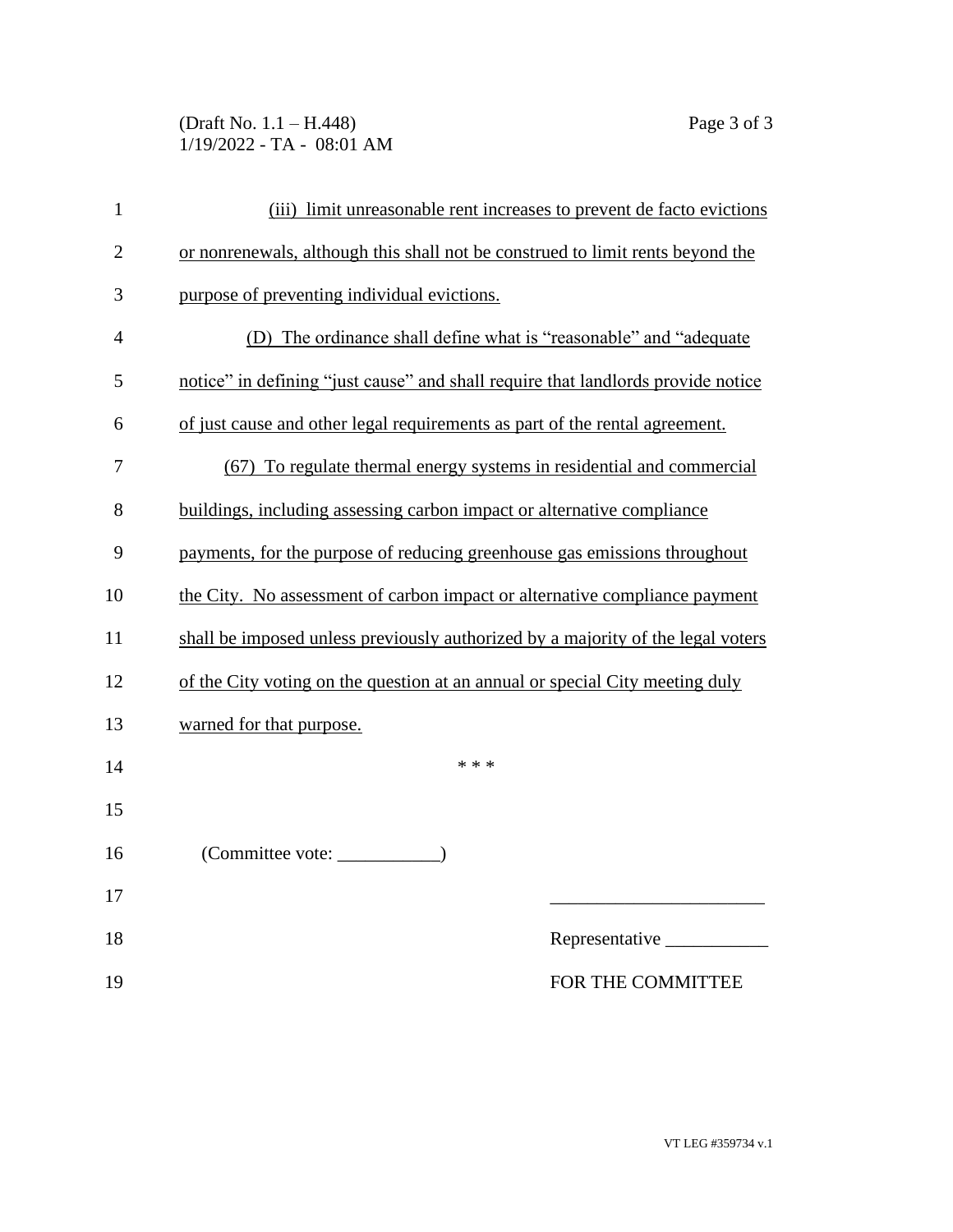(iii) limit unreasonable rent increases to prevent de facto evictions or nonrenewals, although this shall not be construed to limit rents beyond the purpose of preventing individual evictions.

(D) The ordinance shall define what is "reasonable" and "adequate notice" in defining "just cause" and shall require that landlords provide notice of just cause and other legal requirements as part of the rental agreement.

(67) To regulate thermal energy systems in residential and commercial buildings, including assessing carbon impact or alternative compliance payments, for the purpose of reducing greenhouse gas emissions throughout the City. No assessment of carbon impact or alternative compliance payment shall be imposed unless previously authorized by a majority of the legal voters of the City voting on the question at an annual or special City meeting duly warned for that purpose.

\* \* \*

(Committee vote: ___________)

_______________________

Representative ___________

FOR THE COMMITTEE